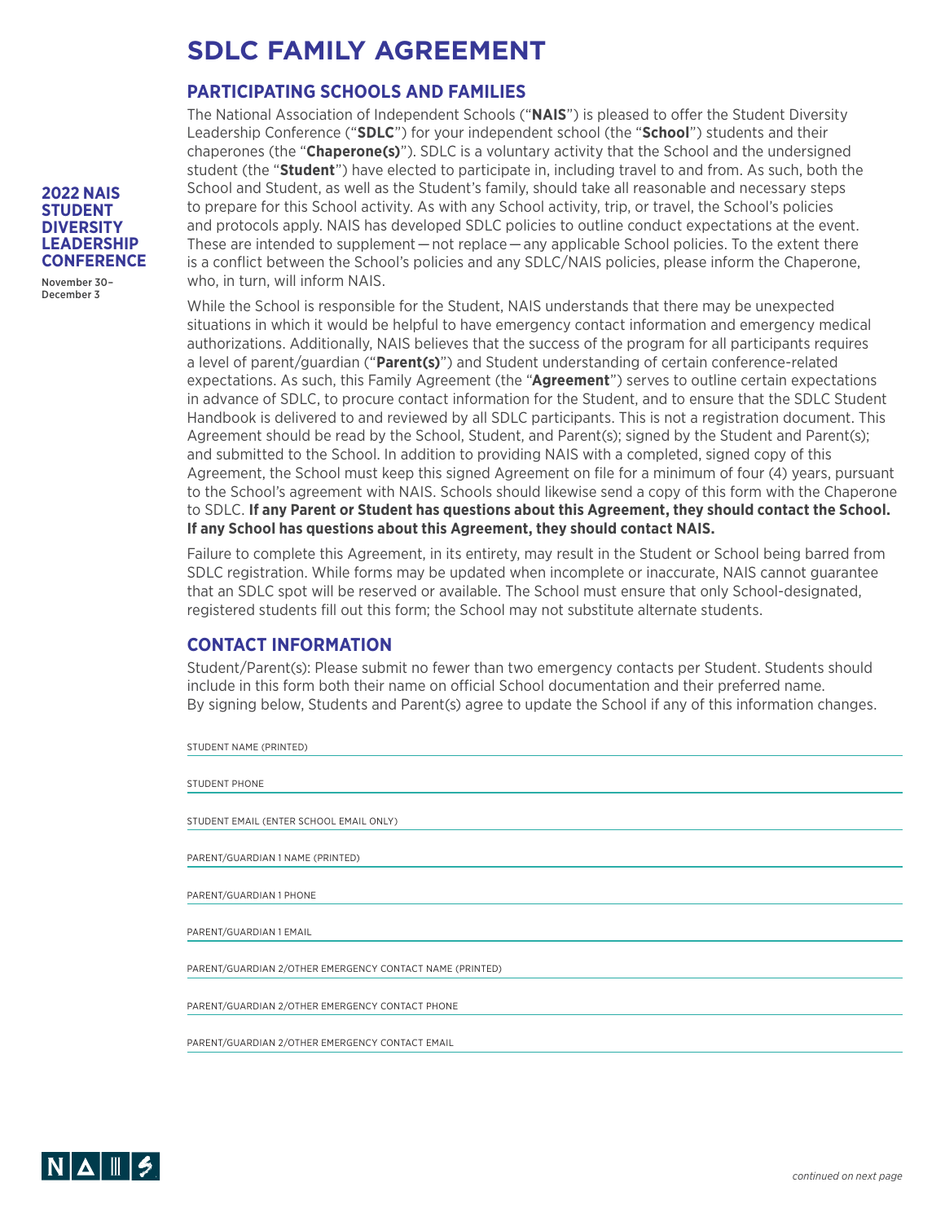# SDLC FAMILY AGREEMENT

**2022 NAIS STUDENT DIVERSITY LEADERSHIP CONFERENCE**

November 30–December 3

## PARTICIPATING SCHOOLS AND FAMILIES

The National Association of Independent Schools ("**NAIS**") is pleased to offer the Student Diversity Leadership Conference ("**SDLC**") for your independent school (the "**School**") students and their chaperones (the "**Chaperone(s)**"). SDLC is a voluntary activity that the School and the undersigned student (the "**Student**") have elected to participate in, including travel to and from. As such, both the School and Student, as well as the Student's family, should take all reasonable and necessary steps to prepare for this School activity. As with any School activity, trip, or travel, the School's policies and protocols apply. NAIS has developed SDLC policies to outline conduct expectations at the event. These are intended to supplement—not replace—any applicable School policies. To the extent there is a conflict between the School's policies and any SDLC/NAIS policies, please inform the Chaperone, who, in turn, will inform NAIS.

While the School is responsible for the Student, NAIS understands that there may be unexpected situations in which it would be helpful to have emergency contact information and emergency medical authorizations. Additionally, NAIS believes that the success of the program for all participants requires a level of parent/guardian ("**Parent(s)**") and Student understanding of certain conference-related expectations. As such, this Family Agreement (the "**Agreement**") serves to outline certain expectations in advance of SDLC, to procure contact information for the Student, and to ensure that the SDLC Student Handbook is delivered to and reviewed by all SDLC participants. This is not a registration document. This Agreement should be read by the School, Student, and Parent(s); signed by the Student and Parent(s); and submitted to the School. In addition to providing NAIS with a completed, signed copy of this Agreement, the School must keep this signed Agreement on file for a minimum of four (4) years, pursuant to the School's agreement with NAIS. Schools should likewise send a copy of this form with the Chaperone to SDLC. **If any Parent or Student has questions about this Agreement, they should contact the School. If any School has questions about this Agreement, they should contact NAIS.**

Failure to complete this Agreement, in its entirety, may result in the Student or School being barred from SDLC registration. While forms may be updated when incomplete or inaccurate, NAIS cannot guarantee that an SDLC spot will be reserved or available. The School must ensure that only School-designated, registered students fill out this form; the School may not substitute alternate students.

## CONTACT INFORMATION

Student/Parent(s): Please submit no fewer than two emergency contacts per Student. Students should include in this form both their name on official School documentation and their preferred name. By signing below, Students and Parent(s) agree to update the School if any of this information changes.

STUDENT NAME (PRINTED) ______________________________

STUDENT PHONE ______________________________

STUDENT EMAIL (ENTER SCHOOL EMAIL ONLY) ______________________________

PARENT/GUARDIAN 1 NAME (PRINTED) ______________________________

PARENT/GUARDIAN 1 PHONE ______________________________

PARENT/GUARDIAN 1 EMAIL ______________________________

PARENT/GUARDIAN 2/OTHER EMERGENCY CONTACT NAME (PRINTED) ______________________________

PARENT/GUARDIAN 2/OTHER EMERGENCY CONTACT PHONE ______________________________

PARENT/GUARDIAN 2/OTHER EMERGENCY CONTACT EMAIL ______________________________

*continued on next page*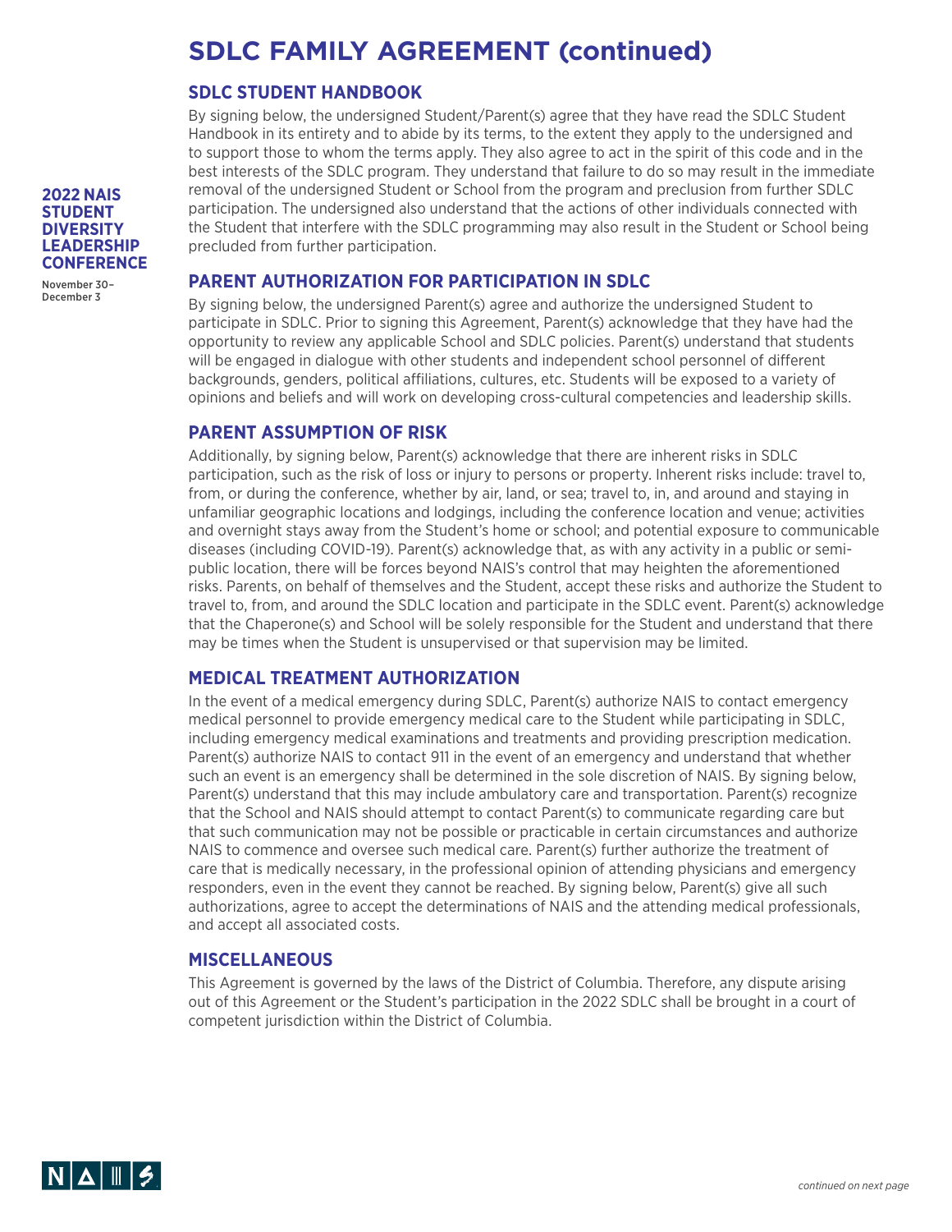# SDLC FAMILY AGREEMENT (continued)

## SDLC STUDENT HANDBOOK

By signing below, the undersigned Student/Parent(s) agree that they have read the SDLC Student Handbook in its entirety and to abide by its terms, to the extent they apply to the undersigned and to support those to whom the terms apply. They also agree to act in the spirit of this code and in the best interests of the SDLC program. They understand that failure to do so may result in the immediate removal of the undersigned Student or School from the program and preclusion from further SDLC participation. The undersigned also understand that the actions of other individuals connected with the Student that interfere with the SDLC programming may also result in the Student or School being precluded from further participation.

## PARENT AUTHORIZATION FOR PARTICIPATION IN SDLC

By signing below, the undersigned Parent(s) agree and authorize the undersigned Student to participate in SDLC. Prior to signing this Agreement, Parent(s) acknowledge that they have had the opportunity to review any applicable School and SDLC policies. Parent(s) understand that students will be engaged in dialogue with other students and independent school personnel of different backgrounds, genders, political affiliations, cultures, etc. Students will be exposed to a variety of opinions and beliefs and will work on developing cross-cultural competencies and leadership skills.

## PARENT ASSUMPTION OF RISK

Additionally, by signing below, Parent(s) acknowledge that there are inherent risks in SDLC participation, such as the risk of loss or injury to persons or property. Inherent risks include: travel to, from, or during the conference, whether by air, land, or sea; travel to, in, and around and staying in unfamiliar geographic locations and lodgings, including the conference location and venue; activities and overnight stays away from the Student's home or school; and potential exposure to communicable diseases (including COVID-19). Parent(s) acknowledge that, as with any activity in a public or semi-public location, there will be forces beyond NAIS's control that may heighten the aforementioned risks. Parents, on behalf of themselves and the Student, accept these risks and authorize the Student to travel to, from, and around the SDLC location and participate in the SDLC event. Parent(s) acknowledge that the Chaperone(s) and School will be solely responsible for the Student and understand that there may be times when the Student is unsupervised or that supervision may be limited.

## MEDICAL TREATMENT AUTHORIZATION

In the event of a medical emergency during SDLC, Parent(s) authorize NAIS to contact emergency medical personnel to provide emergency medical care to the Student while participating in SDLC, including emergency medical examinations and treatments and providing prescription medication. Parent(s) authorize NAIS to contact 911 in the event of an emergency and understand that whether such an event is an emergency shall be determined in the sole discretion of NAIS. By signing below, Parent(s) understand that this may include ambulatory care and transportation. Parent(s) recognize that the School and NAIS should attempt to contact Parent(s) to communicate regarding care but that such communication may not be possible or practicable in certain circumstances and authorize NAIS to commence and oversee such medical care. Parent(s) further authorize the treatment of care that is medically necessary, in the professional opinion of attending physicians and emergency responders, even in the event they cannot be reached. By signing below, Parent(s) give all such authorizations, agree to accept the determinations of NAIS and the attending medical professionals, and accept all associated costs.

## MISCELLANEOUS

This Agreement is governed by the laws of the District of Columbia. Therefore, any dispute arising out of this Agreement or the Student's participation in the 2022 SDLC shall be brought in a court of competent jurisdiction within the District of Columbia.

*continued on next page*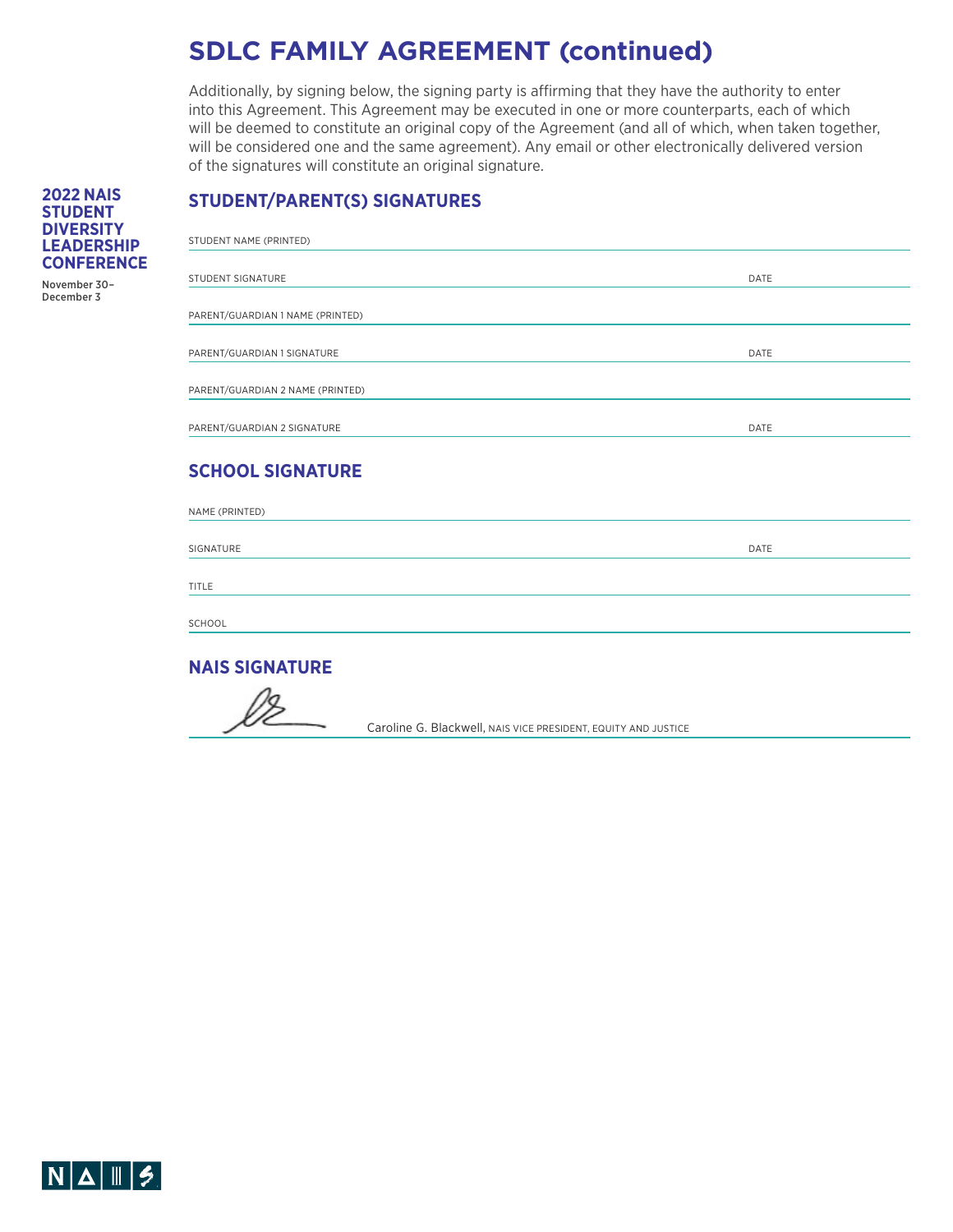# SDLC FAMILY AGREEMENT (continued)

Additionally, by signing below, the signing party is affirming that they have the authority to enter into this Agreement. This Agreement may be executed in one or more counterparts, each of which will be deemed to constitute an original copy of the Agreement (and all of which, when taken together, will be considered one and the same agreement). Any email or other electronically delivered version of the signatures will constitute an original signature.

**2022 NAIS STUDENT DIVERSITY LEADERSHIP CONFERENCE**

November 30–December 3

## STUDENT/PARENT(S) SIGNATURES

STUDENT NAME (PRINTED)

STUDENT SIGNATURE DATE

PARENT/GUARDIAN 1 NAME (PRINTED)

PARENT/GUARDIAN 1 SIGNATURE DATE

PARENT/GUARDIAN 2 NAME (PRINTED)

PARENT/GUARDIAN 2 SIGNATURE DATE

## SCHOOL SIGNATURE

NAME (PRINTED)

SIGNATURE DATE

TITLE

SCHOOL

## NAIS SIGNATURE

Caroline G. Blackwell, NAIS VICE PRESIDENT, EQUITY AND JUSTICE